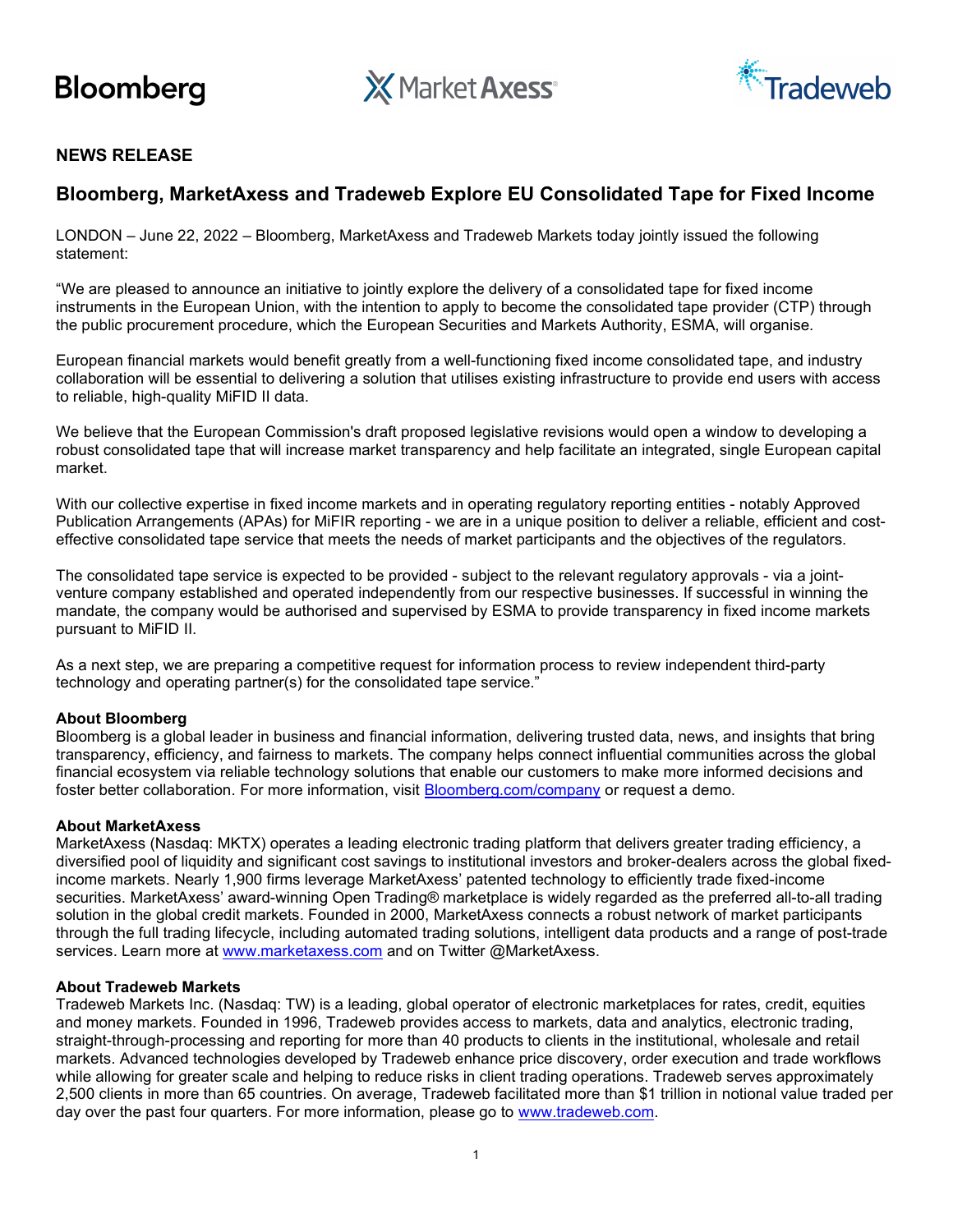Bloomberg | MarketAxess | Tradeweb

**NEWS RELEASE**

## Bloomberg, MarketAxess and Tradeweb Explore EU Consolidated Tape for Fixed Income

LONDON – June 22, 2022 – Bloomberg, MarketAxess and Tradeweb Markets today jointly issued the following statement:

"We are pleased to announce an initiative to jointly explore the delivery of a consolidated tape for fixed income instruments in the European Union, with the intention to apply to become the consolidated tape provider (CTP) through the public procurement procedure, which the European Securities and Markets Authority, ESMA, will organise.

European financial markets would benefit greatly from a well-functioning fixed income consolidated tape, and industry collaboration will be essential to delivering a solution that utilises existing infrastructure to provide end users with access to reliable, high-quality MiFID II data.

We believe that the European Commission's draft proposed legislative revisions would open a window to developing a robust consolidated tape that will increase market transparency and help facilitate an integrated, single European capital market.

With our collective expertise in fixed income markets and in operating regulatory reporting entities - notably Approved Publication Arrangements (APAs) for MiFIR reporting - we are in a unique position to deliver a reliable, efficient and cost-effective consolidated tape service that meets the needs of market participants and the objectives of the regulators.

The consolidated tape service is expected to be provided - subject to the relevant regulatory approvals - via a joint-venture company established and operated independently from our respective businesses. If successful in winning the mandate, the company would be authorised and supervised by ESMA to provide transparency in fixed income markets pursuant to MiFID II.

As a next step, we are preparing a competitive request for information process to review independent third-party technology and operating partner(s) for the consolidated tape service."

**About Bloomberg**
Bloomberg is a global leader in business and financial information, delivering trusted data, news, and insights that bring transparency, efficiency, and fairness to markets. The company helps connect influential communities across the global financial ecosystem via reliable technology solutions that enable our customers to make more informed decisions and foster better collaboration. For more information, visit Bloomberg.com/company or request a demo.

**About MarketAxess**
MarketAxess (Nasdaq: MKTX) operates a leading electronic trading platform that delivers greater trading efficiency, a diversified pool of liquidity and significant cost savings to institutional investors and broker-dealers across the global fixed-income markets. Nearly 1,900 firms leverage MarketAxess' patented technology to efficiently trade fixed-income securities. MarketAxess' award-winning Open Trading® marketplace is widely regarded as the preferred all-to-all trading solution in the global credit markets. Founded in 2000, MarketAxess connects a robust network of market participants through the full trading lifecycle, including automated trading solutions, intelligent data products and a range of post-trade services. Learn more at www.marketaxess.com and on Twitter @MarketAxess.

**About Tradeweb Markets**
Tradeweb Markets Inc. (Nasdaq: TW) is a leading, global operator of electronic marketplaces for rates, credit, equities and money markets. Founded in 1996, Tradeweb provides access to markets, data and analytics, electronic trading, straight-through-processing and reporting for more than 40 products to clients in the institutional, wholesale and retail markets. Advanced technologies developed by Tradeweb enhance price discovery, order execution and trade workflows while allowing for greater scale and helping to reduce risks in client trading operations. Tradeweb serves approximately 2,500 clients in more than 65 countries. On average, Tradeweb facilitated more than $1 trillion in notional value traded per day over the past four quarters. For more information, please go to www.tradeweb.com.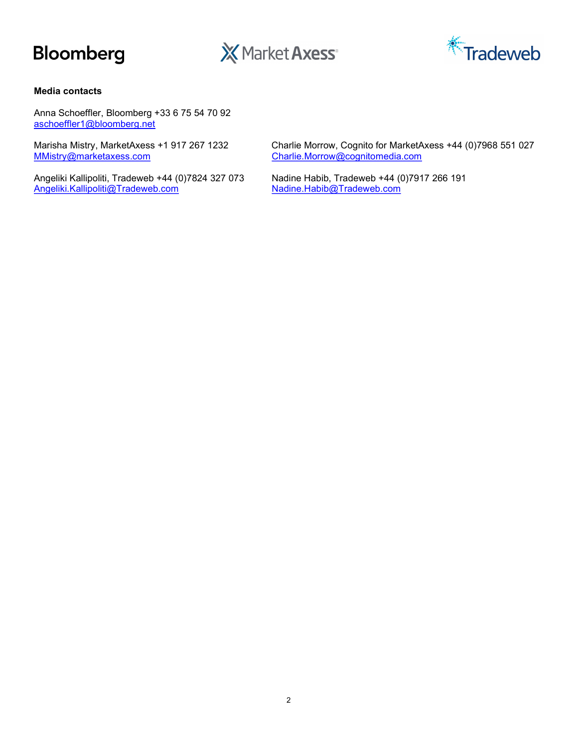**Media contacts**

Anna Schoeffler, Bloomberg +33 6 75 54 70 92
aschoeffler1@bloomberg.net

Marisha Mistry, MarketAxess +1 917 267 1232
MMistry@marketaxess.com

Charlie Morrow, Cognito for MarketAxess +44 (0)7968 551 027
Charlie.Morrow@cognitomedia.com

Angeliki Kallipoliti, Tradeweb +44 (0)7824 327 073
Angeliki.Kallipoliti@Tradeweb.com

Nadine Habib, Tradeweb +44 (0)7917 266 191
Nadine.Habib@Tradeweb.com